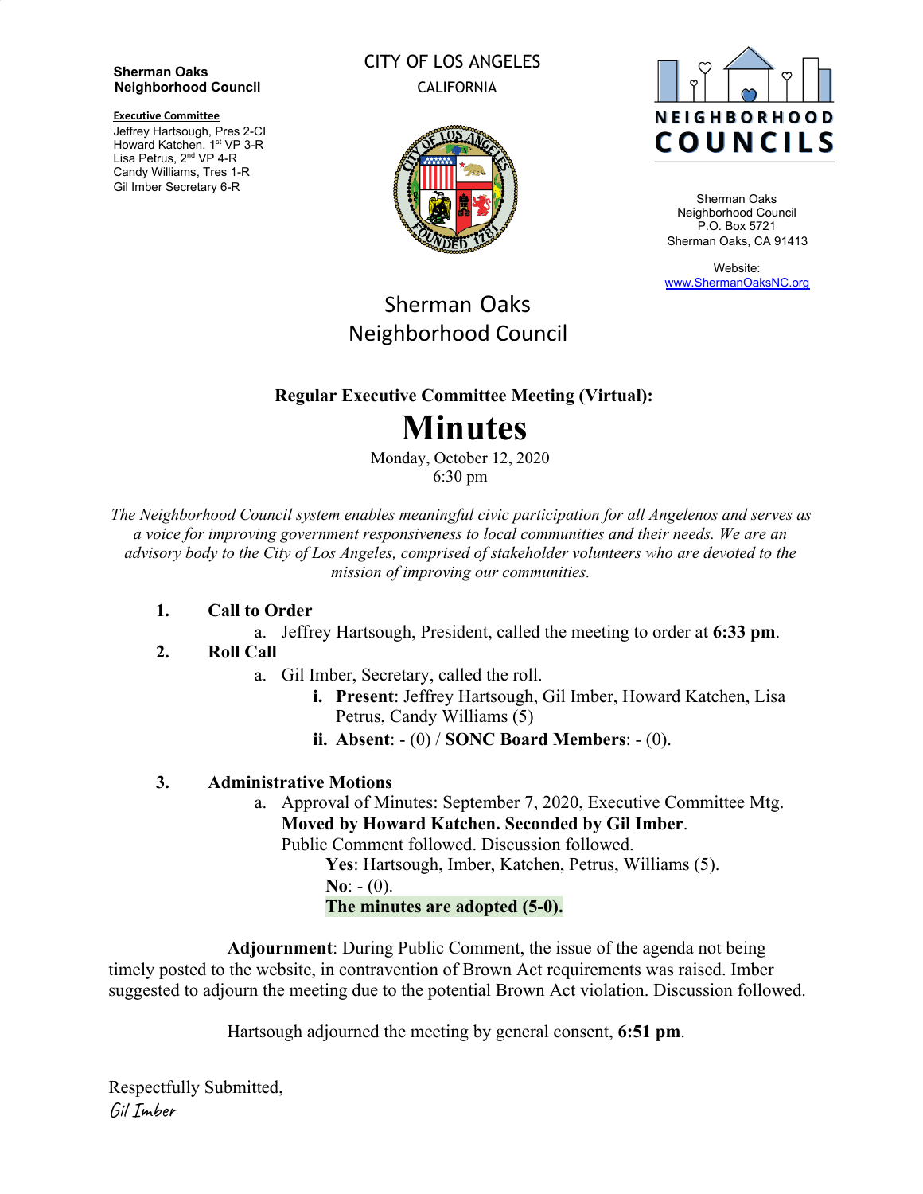**Sherman Oaks Neighborhood Council**

**Executive Committee**

Jeffrey Hartsough, Pres 2-CI
Howard Katchen, 1st VP 3-R
Lisa Petrus, 2nd VP 4-R
Candy Williams, Tres 1-R
Gil Imber Secretary 6-R

CITY OF LOS ANGELES
CALIFORNIA

NEIGHBORHOOD COUNCILS

Sherman Oaks Neighborhood Council
P.O. Box 5721
Sherman Oaks, CA 91413

Website:
www.ShermanOaksNC.org

Sherman Oaks
Neighborhood Council

**Regular Executive Committee Meeting (Virtual):**

# Minutes

Monday, October 12, 2020
6:30 pm

*The Neighborhood Council system enables meaningful civic participation for all Angelenos and serves as a voice for improving government responsiveness to local communities and their needs. We are an advisory body to the City of Los Angeles, comprised of stakeholder volunteers who are devoted to the mission of improving our communities.*

1. **Call to Order**
   a. Jeffrey Hartsough, President, called the meeting to order at **6:33 pm**.
2. **Roll Call**
   a. Gil Imber, Secretary, called the roll.
      i. **Present**: Jeffrey Hartsough, Gil Imber, Howard Katchen, Lisa Petrus, Candy Williams (5)
      ii. **Absent**: - (0) / **SONC Board Members**: - (0).
3. **Administrative Motions**
   a. Approval of Minutes: September 7, 2020, Executive Committee Mtg.
      **Moved by Howard Katchen. Seconded by Gil Imber**.
      Public Comment followed. Discussion followed.
      **Yes**: Hartsough, Imber, Katchen, Petrus, Williams (5).
      **No**: - (0).
      **The minutes are adopted (5-0).**

**Adjournment**: During Public Comment, the issue of the agenda not being timely posted to the website, in contravention of Brown Act requirements was raised. Imber suggested to adjourn the meeting due to the potential Brown Act violation. Discussion followed.

Hartsough adjourned the meeting by general consent, **6:51 pm**.

Respectfully Submitted,
*Gil Imber*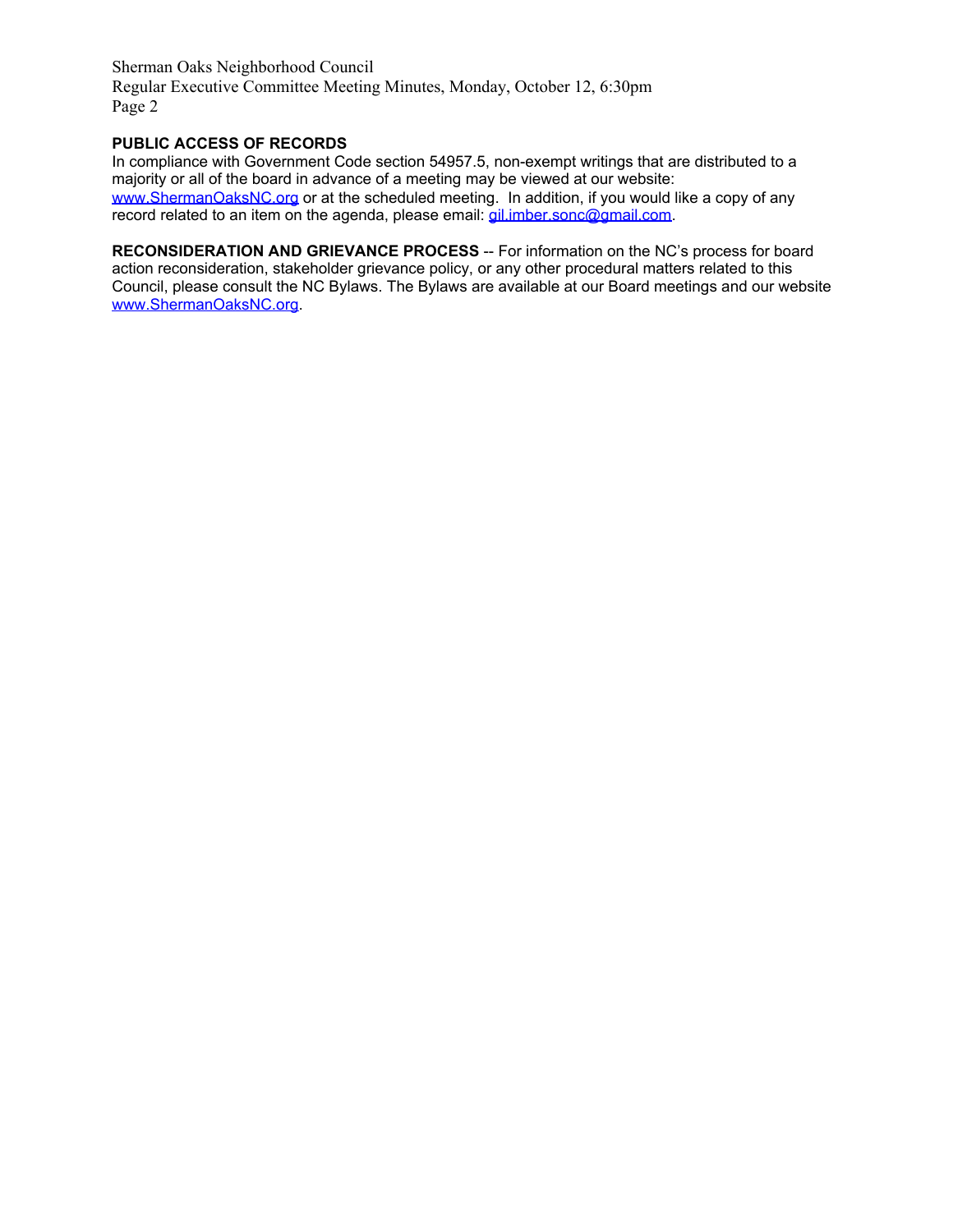**PUBLIC ACCESS OF RECORDS**

In compliance with Government Code section 54957.5, non-exempt writings that are distributed to a majority or all of the board in advance of a meeting may be viewed at our website: www.ShermanOaksNC.org or at the scheduled meeting. In addition, if you would like a copy of any record related to an item on the agenda, please email: gil.imber.sonc@gmail.com.

**RECONSIDERATION AND GRIEVANCE PROCESS** -- For information on the NC's process for board action reconsideration, stakeholder grievance policy, or any other procedural matters related to this Council, please consult the NC Bylaws. The Bylaws are available at our Board meetings and our website www.ShermanOaksNC.org.